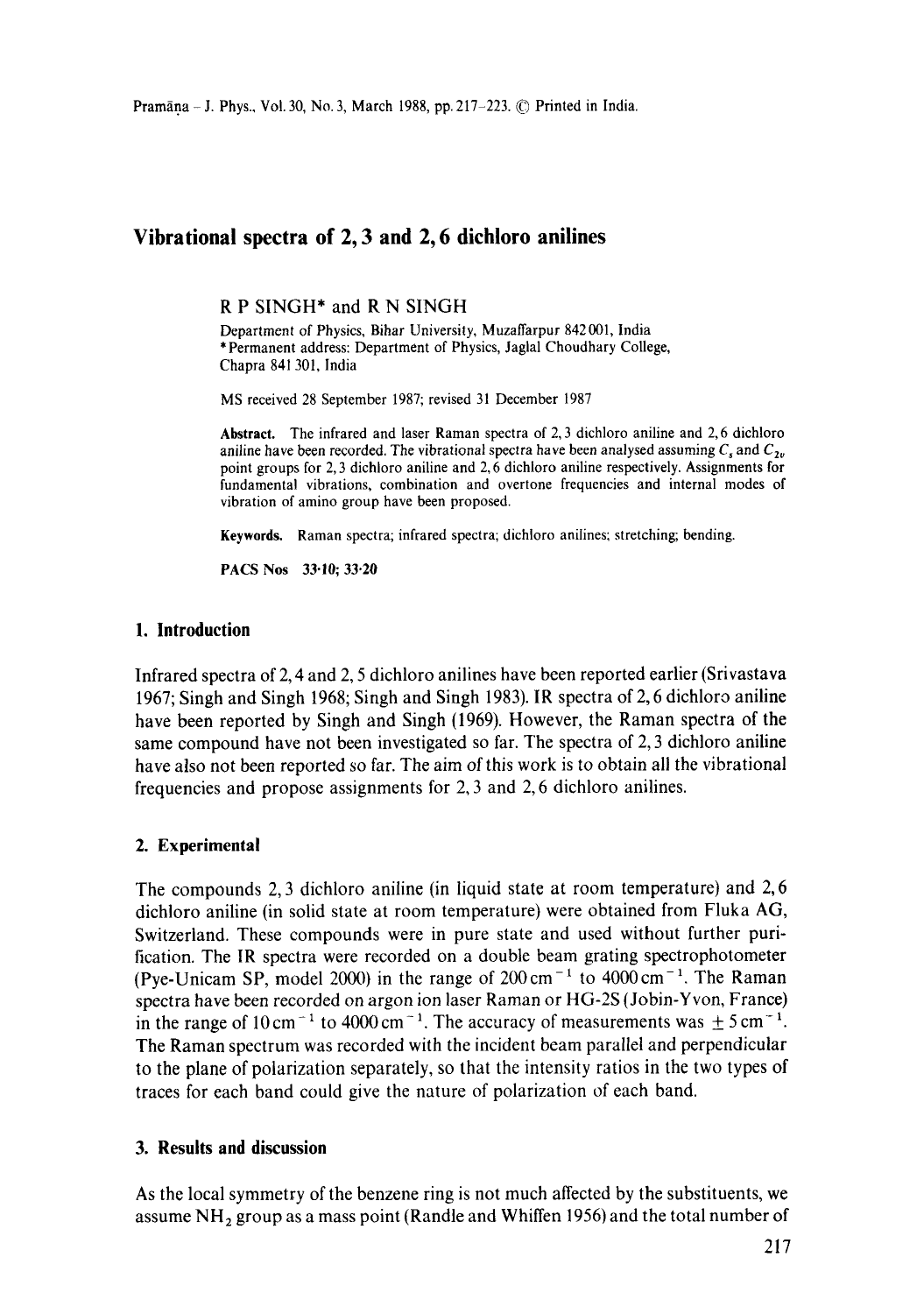# Vibrational spectra of 2, 3 and 2, 6 dichloro anilines

R P SINGH* and R N SINGH

Department of Physics, Bihar University, Muzaffarpur 842 001, India
*Permanent address: Department of Physics, Jaglal Choudhary College, Chapra 841 301, India

MS received 28 September 1987; revised 31 December 1987

**Abstract.** The infrared and laser Raman spectra of 2, 3 dichloro aniline and 2, 6 dichloro aniline have been recorded. The vibrational spectra have been analysed assuming $C_s$ and $C_{2v}$ point groups for 2, 3 dichloro aniline and 2, 6 dichloro aniline respectively. Assignments for fundamental vibrations, combination and overtone frequencies and internal modes of vibration of amino group have been proposed.

**Keywords.** Raman spectra; infrared spectra; dichloro anilines; stretching; bending.

**PACS Nos** 33·10; 33·20

## 1. Introduction

Infrared spectra of 2, 4 and 2, 5 dichloro anilines have been reported earlier (Srivastava 1967; Singh and Singh 1968; Singh and Singh 1983). IR spectra of 2, 6 dichloro aniline have been reported by Singh and Singh (1969). However, the Raman spectra of the same compound have not been investigated so far. The spectra of 2, 3 dichloro aniline have also not been reported so far. The aim of this work is to obtain all the vibrational frequencies and propose assignments for 2, 3 and 2, 6 dichloro anilines.

## 2. Experimental

The compounds 2, 3 dichloro aniline (in liquid state at room temperature) and 2, 6 dichloro aniline (in solid state at room temperature) were obtained from Fluka AG, Switzerland. These compounds were in pure state and used without further purification. The IR spectra were recorded on a double beam grating spectrophotometer (Pye-Unicam SP, model 2000) in the range of $200\,\text{cm}^{-1}$ to $4000\,\text{cm}^{-1}$. The Raman spectra have been recorded on argon ion laser Raman or HG-2S (Jobin-Yvon, France) in the range of $10\,\text{cm}^{-1}$ to $4000\,\text{cm}^{-1}$. The accuracy of measurements was $\pm 5\,\text{cm}^{-1}$. The Raman spectrum was recorded with the incident beam parallel and perpendicular to the plane of polarization separately, so that the intensity ratios in the two types of traces for each band could give the nature of polarization of each band.

## 3. Results and discussion

As the local symmetry of the benzene ring is not much affected by the substituents, we assume $NH_2$ group as a mass point (Randle and Whiffen 1956) and the total number of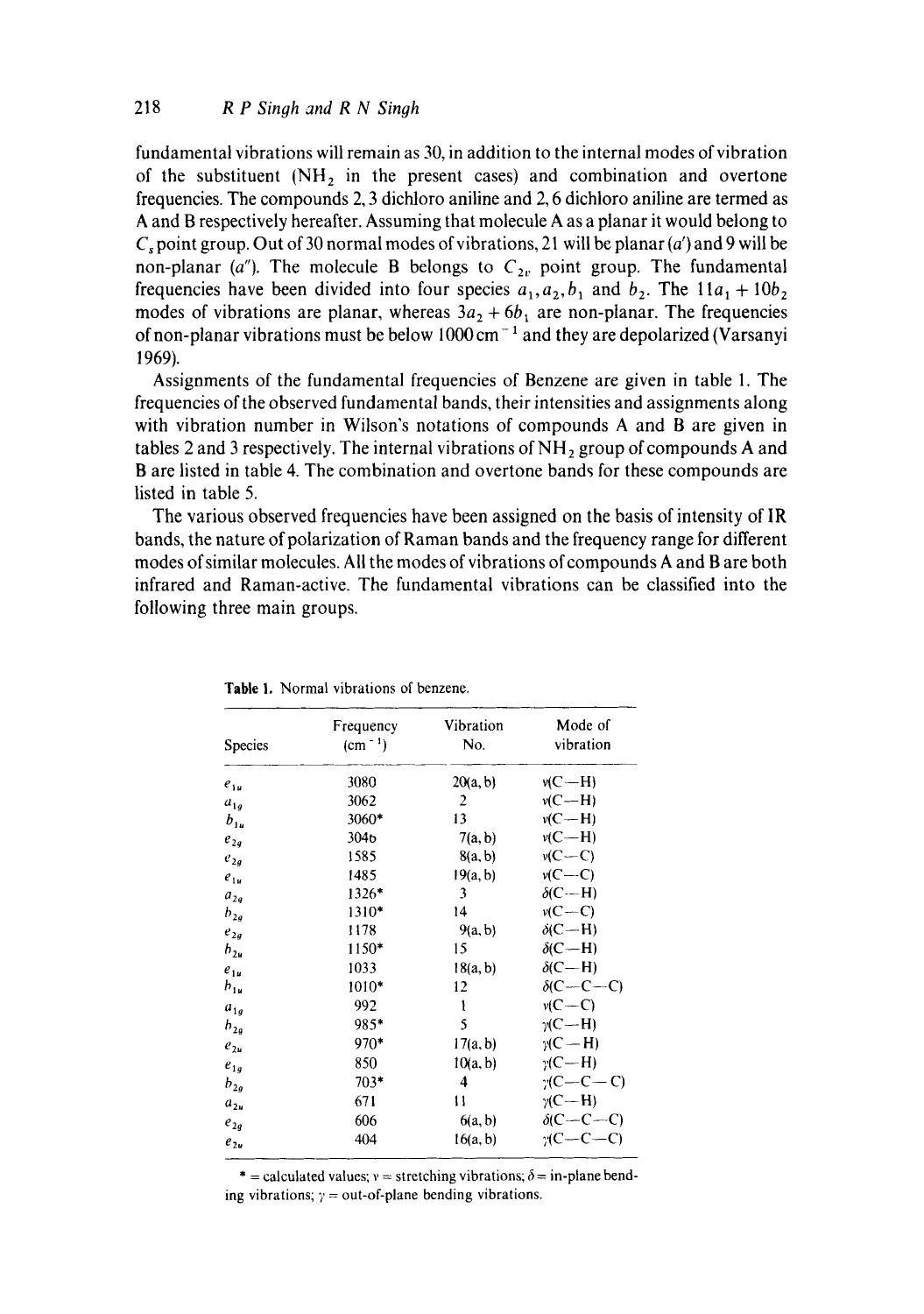fundamental vibrations will remain as 30, in addition to the internal modes of vibration of the substituent ($NH_2$ in the present cases) and combination and overtone frequencies. The compounds 2, 3 dichloro aniline and 2, 6 dichloro aniline are termed as A and B respectively hereafter. Assuming that molecule A as a planar it would belong to $C_s$ point group. Out of 30 normal modes of vibrations, 21 will be planar ($a'$) and 9 will be non-planar ($a''$). The molecule B belongs to $C_{2v}$ point group. The fundamental frequencies have been divided into four species $a_1, a_2, b_1$ and $b_2$. The $11a_1 + 10b_2$ modes of vibrations are planar, whereas $3a_2 + 6b_1$ are non-planar. The frequencies of non-planar vibrations must be below $1000\,cm^{-1}$ and they are depolarized (Varsanyi 1969).

Assignments of the fundamental frequencies of Benzene are given in table 1. The frequencies of the observed fundamental bands, their intensities and assignments along with vibration number in Wilson's notations of compounds A and B are given in tables 2 and 3 respectively. The internal vibrations of $NH_2$ group of compounds A and B are listed in table 4. The combination and overtone bands for these compounds are listed in table 5.

The various observed frequencies have been assigned on the basis of intensity of IR bands, the nature of polarization of Raman bands and the frequency range for different modes of similar molecules. All the modes of vibrations of compounds A and B are both infrared and Raman-active. The fundamental vibrations can be classified into the following three main groups.

**Table 1.** Normal vibrations of benzene.

| Species | Frequency ($cm^{-1}$) | Vibration No. | Mode of vibration |
|---|---|---|---|
| $e_{1u}$ | 3080 | 20(a, b) | $\nu$(C—H) |
| $a_{1g}$ | 3062 | 2 | $\nu$(C—H) |
| $b_{1u}$ | 3060* | 13 | $\nu$(C—H) |
| $e_{2g}$ | 3046 | 7(a, b) | $\nu$(C—H) |
| $e_{2g}$ | 1585 | 8(a, b) | $\nu$(C—C) |
| $e_{1u}$ | 1485 | 19(a, b) | $\nu$(C—C) |
| $a_{2g}$ | 1326* | 3 | $\delta$(C—H) |
| $b_{2u}$ | 1310* | 14 | $\nu$(C—C) |
| $e_{2g}$ | 1178 | 9(a, b) | $\delta$(C—H) |
| $b_{2u}$ | 1150* | 15 | $\delta$(C—H) |
| $e_{1u}$ | 1033 | 18(a, b) | $\delta$(C—H) |
| $b_{1u}$ | 1010* | 12 | $\delta$(C—C—C) |
| $a_{1g}$ | 992 | 1 | $\nu$(C—C) |
| $b_{2g}$ | 985* | 5 | $\gamma$(C—H) |
| $e_{2u}$ | 970* | 17(a, b) | $\gamma$(C—H) |
| $e_{1g}$ | 850 | 10(a, b) | $\gamma$(C—H) |
| $b_{2g}$ | 703* | 4 | $\gamma$(C—C—C) |
| $a_{2u}$ | 671 | 11 | $\gamma$(C—H) |
| $e_{2g}$ | 606 | 6(a, b) | $\delta$(C—C—C) |
| $e_{2u}$ | 404 | 16(a, b) | $\gamma$(C—C—C) |

* = calculated values; $\nu$ = stretching vibrations; $\delta$ = in-plane bending vibrations; $\gamma$ = out-of-plane bending vibrations.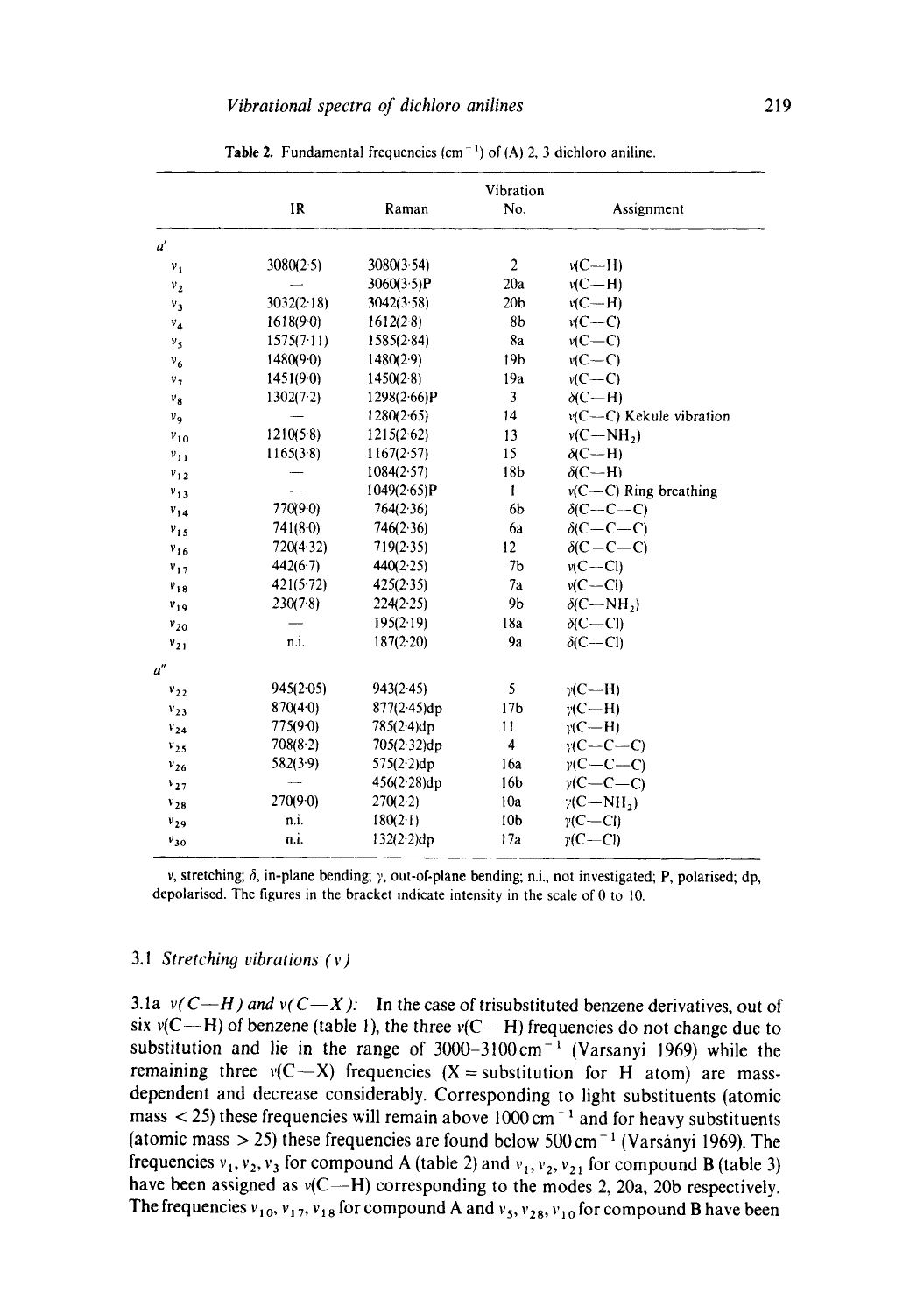**Table 2.** Fundamental frequencies (cm$^{-1}$) of (A) 2, 3 dichloro aniline.

| | IR | Raman | Vibration No. | Assignment |
|---|---|---|---|---|
| $a'$ | | | | |
| $\nu_1$ | 3080(2·5) | 3080(3·54) | 2 | $\nu$(C—H) |
| $\nu_2$ | — | 3060(3·5)P | 20a | $\nu$(C—H) |
| $\nu_3$ | 3032(2·18) | 3042(3·58) | 20b | $\nu$(C—H) |
| $\nu_4$ | 1618(9·0) | 1612(2·8) | 8b | $\nu$(C—C) |
| $\nu_5$ | 1575(7·11) | 1585(2·84) | 8a | $\nu$(C—C) |
| $\nu_6$ | 1480(9·0) | 1480(2·9) | 19b | $\nu$(C—C) |
| $\nu_7$ | 1451(9·0) | 1450(2·8) | 19a | $\nu$(C—C) |
| $\nu_8$ | 1302(7·2) | 1298(2·66)P | 3 | $\delta$(C—H) |
| $\nu_9$ | — | 1280(2·65) | 14 | $\nu$(C—C) Kekule vibration |
| $\nu_{10}$ | 1210(5·8) | 1215(2·62) | 13 | $\nu$(C—$NH_2$) |
| $\nu_{11}$ | 1165(3·8) | 1167(2·57) | 15 | $\delta$(C—H) |
| $\nu_{12}$ | — | 1084(2·57) | 18b | $\delta$(C—H) |
| $\nu_{13}$ | — | 1049(2·65)P | 1 | $\nu$(C—C) Ring breathing |
| $\nu_{14}$ | 770(9·0) | 764(2·36) | 6b | $\delta$(C—C—C) |
| $\nu_{15}$ | 741(8·0) | 746(2·36) | 6a | $\delta$(C—C—C) |
| $\nu_{16}$ | 720(4·32) | 719(2·35) | 12 | $\delta$(C—C—C) |
| $\nu_{17}$ | 442(6·7) | 440(2·25) | 7b | $\nu$(C—Cl) |
| $\nu_{18}$ | 421(5·72) | 425(2·35) | 7a | $\nu$(C—Cl) |
| $\nu_{19}$ | 230(7·8) | 224(2·25) | 9b | $\delta$(C—$NH_2$) |
| $\nu_{20}$ | — | 195(2·19) | 18a | $\delta$(C—Cl) |
| $\nu_{21}$ | n.i. | 187(2·20) | 9a | $\delta$(C—Cl) |
| $a''$ | | | | |
| $\nu_{22}$ | 945(2·05) | 943(2·45) | 5 | $\gamma$(C—H) |
| $\nu_{23}$ | 870(4·0) | 877(2·45)dp | 17b | $\gamma$(C—H) |
| $\nu_{24}$ | 775(9·0) | 785(2·4)dp | 11 | $\gamma$(C—H) |
| $\nu_{25}$ | 708(8·2) | 705(2·32)dp | 4 | $\gamma$(C—C—C) |
| $\nu_{26}$ | 582(3·9) | 575(2·2)dp | 16a | $\gamma$(C—C—C) |
| $\nu_{27}$ | — | 456(2·28)dp | 16b | $\gamma$(C—C—C) |
| $\nu_{28}$ | 270(9·0) | 270(2·2) | 10a | $\gamma$(C—$NH_2$) |
| $\nu_{29}$ | n.i. | 180(2·1) | 10b | $\gamma$(C—Cl) |
| $\nu_{30}$ | n.i. | 132(2·2)dp | 17a | $\gamma$(C—Cl) |

$\nu$, stretching; $\delta$, in-plane bending; $\gamma$, out-of-plane bending; n.i., not investigated; P, polarised; dp, depolarised. The figures in the bracket indicate intensity in the scale of 0 to 10.

### 3.1 *Stretching vibrations* ($\nu$)

3.1a *$\nu$(C—H) and $\nu$(C—X):* In the case of trisubstituted benzene derivatives, out of six $\nu$(C—H) of benzene (table 1), the three $\nu$(C—H) frequencies do not change due to substitution and lie in the range of 3000–3100 cm$^{-1}$ (Varsanyi 1969) while the remaining three $\nu$(C—X) frequencies (X = substitution for H atom) are mass-dependent and decrease considerably. Corresponding to light substituents (atomic mass < 25) these frequencies will remain above 1000 cm$^{-1}$ and for heavy substituents (atomic mass > 25) these frequencies are found below 500 cm$^{-1}$ (Varsányi 1969). The frequencies $\nu_1, \nu_2, \nu_3$ for compound A (table 2) and $\nu_1, \nu_2, \nu_{21}$ for compound B (table 3) have been assigned as $\nu$(C—H) corresponding to the modes 2, 20a, 20b respectively. The frequencies $\nu_{10}, \nu_{17}, \nu_{18}$ for compound A and $\nu_5, \nu_{28}, \nu_{10}$ for compound B have been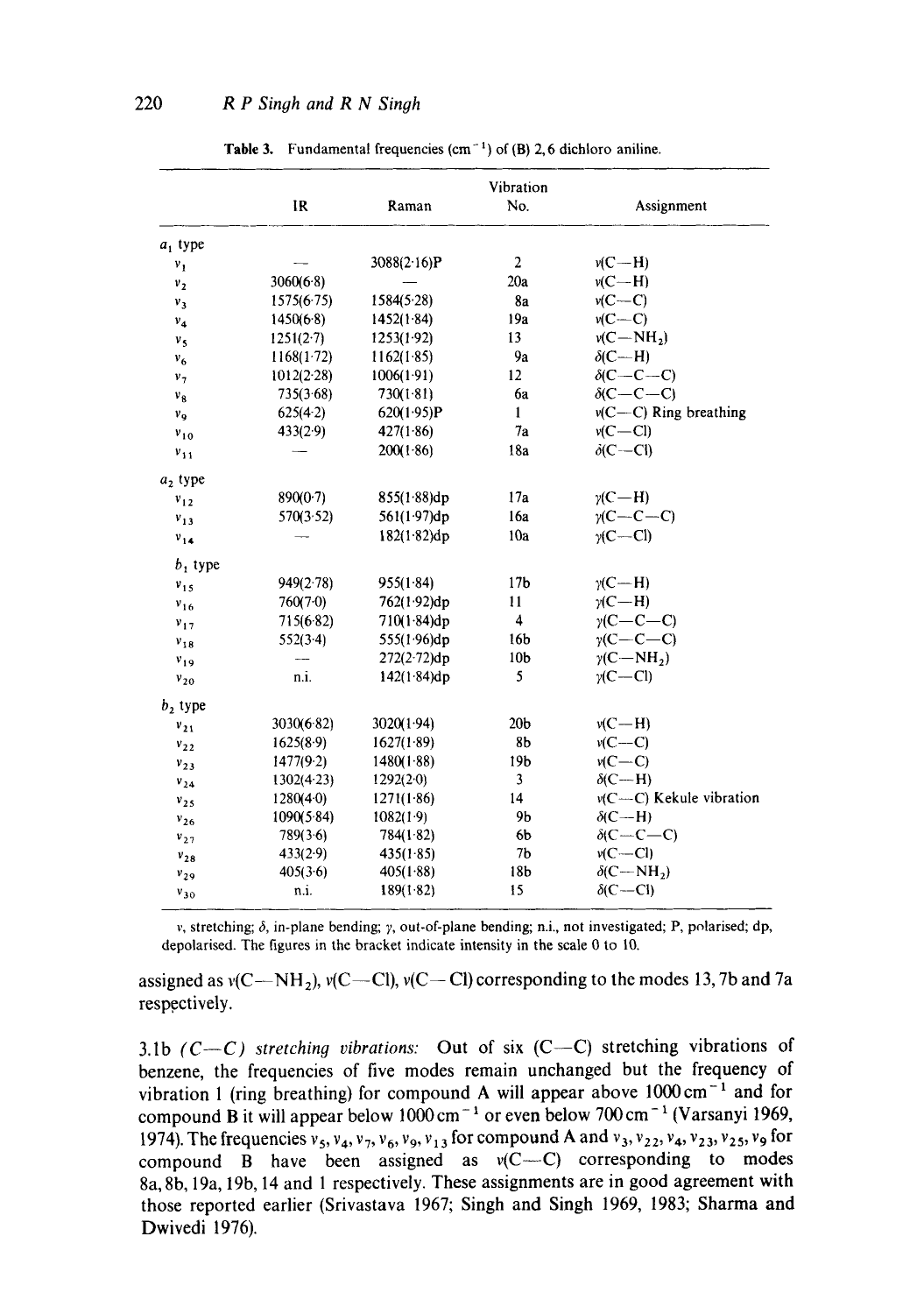**Table 3.** Fundamental frequencies ($cm^{-1}$) of (B) 2,6 dichloro aniline.

| | IR | Raman | Vibration No. | Assignment |
|---|---|---|---|---|
| $a_1$ type | | | | |
| $\nu_1$ | — | 3088(2·16)P | 2 | $\nu$(C—H) |
| $\nu_2$ | 3060(6·8) | — | 20a | $\nu$(C—H) |
| $\nu_3$ | 1575(6·75) | 1584(5·28) | 8a | $\nu$(C—C) |
| $\nu_4$ | 1450(6·8) | 1452(1·84) | 19a | $\nu$(C—C) |
| $\nu_5$ | 1251(2·7) | 1253(1·92) | 13 | $\nu$(C—$NH_2$) |
| $\nu_6$ | 1168(1·72) | 1162(1·85) | 9a | $\delta$(C—H) |
| $\nu_7$ | 1012(2·28) | 1006(1·91) | 12 | $\delta$(C—C—C) |
| $\nu_8$ | 735(3·68) | 730(1·81) | 6a | $\delta$(C—C—C) |
| $\nu_9$ | 625(4·2) | 620(1·95)P | 1 | $\nu$(C—C) Ring breathing |
| $\nu_{10}$ | 433(2·9) | 427(1·86) | 7a | $\nu$(C—Cl) |
| $\nu_{11}$ | — | 200(1·86) | 18a | $\delta$(C—Cl) |
| $a_2$ type | | | | |
| $\nu_{12}$ | 890(0·7) | 855(1·88)dp | 17a | $\gamma$(C—H) |
| $\nu_{13}$ | 570(3·52) | 561(1·97)dp | 16a | $\gamma$(C—C—C) |
| $\nu_{14}$ | — | 182(1·82)dp | 10a | $\gamma$(C—Cl) |
| $b_1$ type | | | | |
| $\nu_{15}$ | 949(2·78) | 955(1·84) | 17b | $\gamma$(C—H) |
| $\nu_{16}$ | 760(7·0) | 762(1·92)dp | 11 | $\gamma$(C—H) |
| $\nu_{17}$ | 715(6·82) | 710(1·84)dp | 4 | $\gamma$(C—C—C) |
| $\nu_{18}$ | 552(3·4) | 555(1·96)dp | 16b | $\gamma$(C—C—C) |
| $\nu_{19}$ | — | 272(2·72)dp | 10b | $\gamma$(C—$NH_2$) |
| $\nu_{20}$ | n.i. | 142(1·84)dp | 5 | $\gamma$(C—Cl) |
| $b_2$ type | | | | |
| $\nu_{21}$ | 3030(6·82) | 3020(1·94) | 20b | $\nu$(C—H) |
| $\nu_{22}$ | 1625(8·9) | 1627(1·89) | 8b | $\nu$(C—C) |
| $\nu_{23}$ | 1477(9·2) | 1480(1·88) | 19b | $\nu$(C—C) |
| $\nu_{24}$ | 1302(4·23) | 1292(2·0) | 3 | $\delta$(C—H) |
| $\nu_{25}$ | 1280(4·0) | 1271(1·86) | 14 | $\nu$(C—C) Kekule vibration |
| $\nu_{26}$ | 1090(5·84) | 1082(1·9) | 9b | $\delta$(C—H) |
| $\nu_{27}$ | 789(3·6) | 784(1·82) | 6b | $\delta$(C—C—C) |
| $\nu_{28}$ | 433(2·9) | 435(1·85) | 7b | $\nu$(C—Cl) |
| $\nu_{29}$ | 405(3·6) | 405(1·88) | 18b | $\delta$(C—$NH_2$) |
| $\nu_{30}$ | n.i. | 189(1·82) | 15 | $\delta$(C—Cl) |

$\nu$, stretching; $\delta$, in-plane bending; $\gamma$, out-of-plane bending; n.i., not investigated; P, polarised; dp, depolarised. The figures in the bracket indicate intensity in the scale 0 to 10.

assigned as $\nu$(C—$NH_2$), $\nu$(C—Cl), $\nu$(C—Cl) corresponding to the modes 13, 7b and 7a respectively.

3.1b *(C—C) stretching vibrations:* Out of six (C—C) stretching vibrations of benzene, the frequencies of five modes remain unchanged but the frequency of vibration 1 (ring breathing) for compound A will appear above 1000 $cm^{-1}$ and for compound B it will appear below 1000 $cm^{-1}$ or even below 700 $cm^{-1}$ (Varsanyi 1969, 1974). The frequencies $\nu_5, \nu_4, \nu_7, \nu_6, \nu_9, \nu_{13}$ for compound A and $\nu_3, \nu_{22}, \nu_4, \nu_{23}, \nu_{25}, \nu_9$ for compound B have been assigned as $\nu$(C—C) corresponding to modes 8a, 8b, 19a, 19b, 14 and 1 respectively. These assignments are in good agreement with those reported earlier (Srivastava 1967; Singh and Singh 1969, 1983; Sharma and Dwivedi 1976).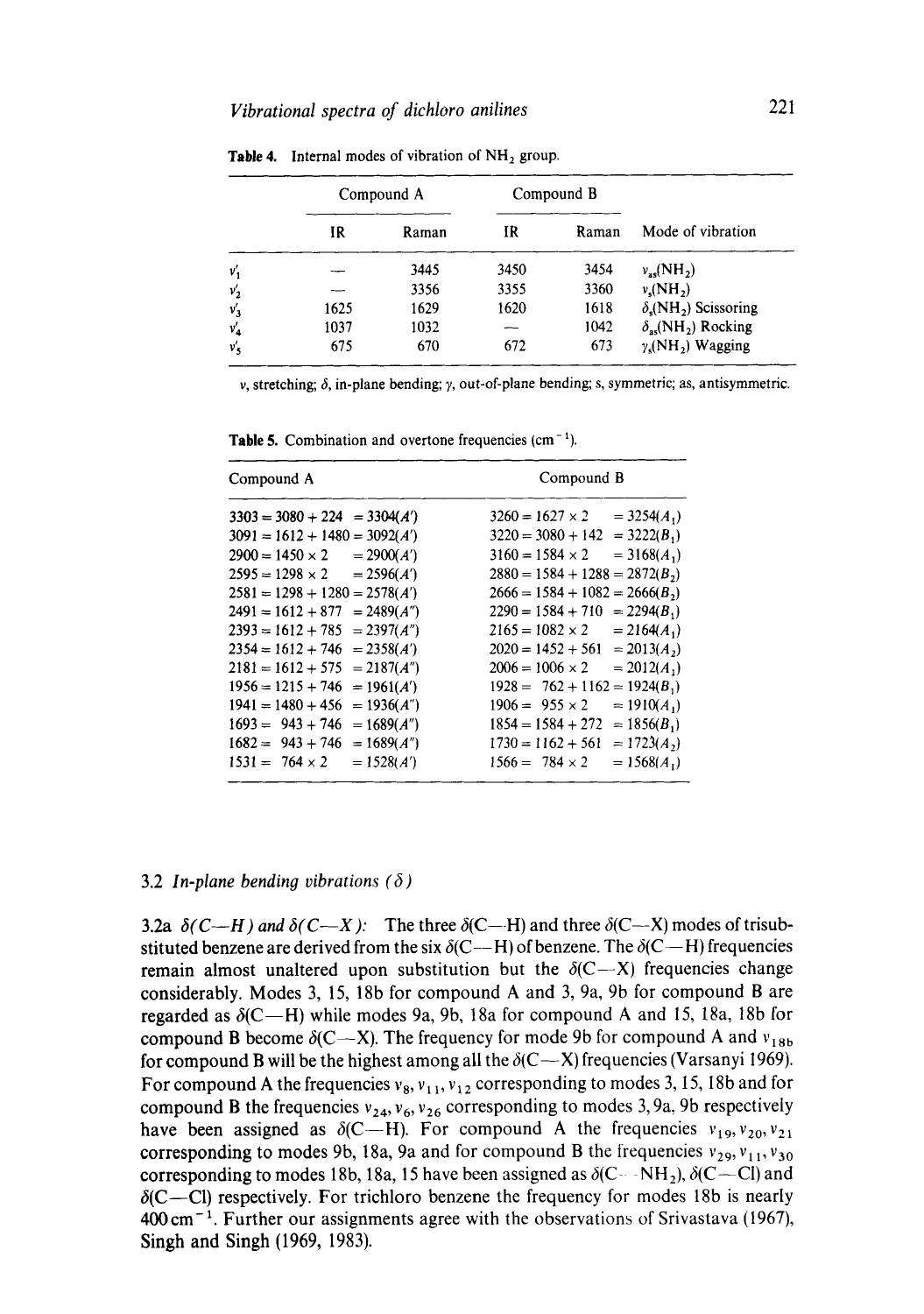**Table 4.** Internal modes of vibration of $NH_2$ group.

| | Compound A | | Compound B | | |
|---|---|---|---|---|---|
| | IR | Raman | IR | Raman | Mode of vibration |
| $\nu'_1$ | — | 3445 | 3450 | 3454 | $\nu_{as}(NH_2)$ |
| $\nu'_2$ | — | 3356 | 3355 | 3360 | $\nu_s(NH_2)$ |
| $\nu'_3$ | 1625 | 1629 | 1620 | 1618 | $\delta_s(NH_2)$ Scissoring |
| $\nu'_4$ | 1037 | 1032 | — | 1042 | $\delta_{as}(NH_2)$ Rocking |
| $\nu'_5$ | 675 | 670 | 672 | 673 | $\gamma_s(NH_2)$ Wagging |

$\nu$, stretching; $\delta$, in-plane bending; $\gamma$, out-of-plane bending; s, symmetric; as, antisymmetric.

**Table 5.** Combination and overtone frequencies ($cm^{-1}$).

| Compound A | Compound B |
|---|---|
| $3303 = 3080 + 224 = 3304(A')$ | $3260 = 1627 \times 2 = 3254(A_1)$ |
| $3091 = 1612 + 1480 = 3092(A')$ | $3220 = 3080 + 142 = 3222(B_1)$ |
| $2900 = 1450 \times 2 = 2900(A')$ | $3160 = 1584 \times 2 = 3168(A_1)$ |
| $2595 = 1298 \times 2 = 2596(A')$ | $2880 = 1584 + 1288 = 2872(B_2)$ |
| $2581 = 1298 + 1280 = 2578(A')$ | $2666 = 1584 + 1082 = 2666(B_2)$ |
| $2491 = 1612 + 877 = 2489(A'')$ | $2290 = 1584 + 710 = 2294(B_1)$ |
| $2393 = 1612 + 785 = 2397(A'')$ | $2165 = 1082 \times 2 = 2164(A_1)$ |
| $2354 = 1612 + 746 = 2358(A')$ | $2020 = 1452 + 561 = 2013(A_2)$ |
| $2181 = 1612 + 575 = 2187(A'')$ | $2006 = 1006 \times 2 = 2012(A_1)$ |
| $1956 = 1215 + 746 = 1961(A')$ | $1928 = 762 + 1162 = 1924(B_1)$ |
| $1941 = 1480 + 456 = 1936(A'')$ | $1906 = 955 \times 2 = 1910(A_1)$ |
| $1693 = 943 + 746 = 1689(A'')$ | $1854 = 1584 + 272 = 1856(B_1)$ |
| $1682 = 943 + 746 = 1689(A'')$ | $1730 = 1162 + 561 = 1723(A_2)$ |
| $1531 = 764 \times 2 = 1528(A')$ | $1566 = 784 \times 2 = 1568(A_1)$ |

### 3.2 *In-plane bending vibrations ($\delta$)*

3.2a *$\delta$(C—H) and $\delta$(C—X)*: The three $\delta$(C—H) and three $\delta$(C—X) modes of trisubstituted benzene are derived from the six $\delta$(C—H) of benzene. The $\delta$(C—H) frequencies remain almost unaltered upon substitution but the $\delta$(C—X) frequencies change considerably. Modes 3, 15, 18b for compound A and 3, 9a, 9b for compound B are regarded as $\delta$(C—H) while modes 9a, 9b, 18a for compound A and 15, 18a, 18b for compound B become $\delta$(C—X). The frequency for mode 9b for compound A and $\nu_{18b}$ for compound B will be the highest among all the $\delta$(C—X) frequencies (Varsanyi 1969). For compound A the frequencies $\nu_8, \nu_{11}, \nu_{12}$ corresponding to modes 3, 15, 18b and for compound B the frequencies $\nu_{24}, \nu_6, \nu_{26}$ corresponding to modes 3, 9a, 9b respectively have been assigned as $\delta$(C—H). For compound A the frequencies $\nu_{19}, \nu_{20}, \nu_{21}$ corresponding to modes 9b, 18a, 9a and for compound B the frequencies $\nu_{29}, \nu_{11}, \nu_{30}$ corresponding to modes 18b, 18a, 15 have been assigned as $\delta$(C—$NH_2$), $\delta$(C—Cl) and $\delta$(C—Cl) respectively. For trichloro benzene the frequency for modes 18b is nearly $400\,cm^{-1}$. Further our assignments agree with the observations of Srivastava (1967), Singh and Singh (1969, 1983).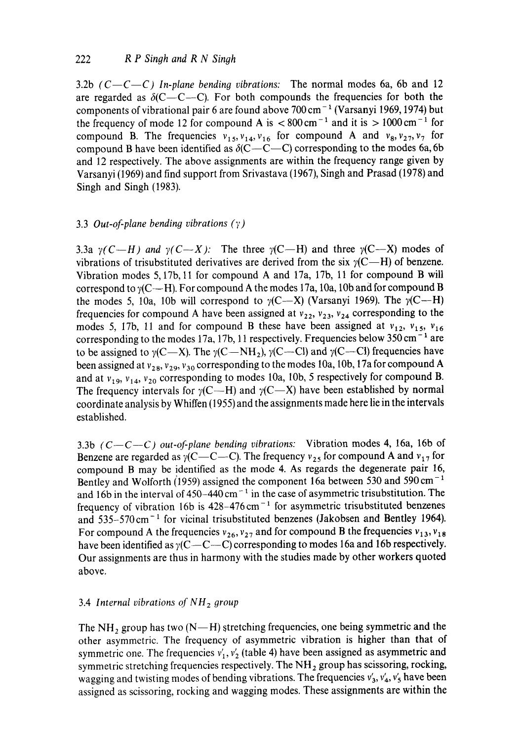3.2b *(C—C—C) In-plane bending vibrations:* The normal modes 6a, 6b and 12 are regarded as $\delta$(C—C—C). For both compounds the frequencies for both the components of vibrational pair 6 are found above 700 $cm^{-1}$ (Varsanyi 1969, 1974) but the frequency of mode 12 for compound A is $< 800\,cm^{-1}$ and it is $> 1000\,cm^{-1}$ for compound B. The frequencies $\nu_{15}, \nu_{14}, \nu_{16}$ for compound A and $\nu_8, \nu_{27}, \nu_7$ for compound B have been identified as $\delta$(C—C—C) corresponding to the modes 6a, 6b and 12 respectively. The above assignments are within the frequency range given by Varsanyi (1969) and find support from Srivastava (1967), Singh and Prasad (1978) and Singh and Singh (1983).

### 3.3 *Out-of-plane bending vibrations ($\gamma$)*

3.3a *$\gamma$(C—H) and $\gamma$(C—X):* The three $\gamma$(C—H) and three $\gamma$(C—X) modes of vibrations of trisubstituted derivatives are derived from the six $\gamma$(C—H) of benzene. Vibration modes 5, 17b, 11 for compound A and 17a, 17b, 11 for compound B will correspond to $\gamma$(C—H). For compound A the modes 17a, 10a, 10b and for compound B the modes 5, 10a, 10b will correspond to $\gamma$(C—X) (Varsanyi 1969). The $\gamma$(C—H) frequencies for compound A have been assigned at $\nu_{22}, \nu_{23}, \nu_{24}$ corresponding to the modes 5, 17b, 11 and for compound B these have been assigned at $\nu_{12}, \nu_{15}, \nu_{16}$ corresponding to the modes 17a, 17b, 11 respectively. Frequencies below 350 $cm^{-1}$ are to be assigned to $\gamma$(C—X). The $\gamma$(C—$NH_2$), $\gamma$(C—Cl) and $\gamma$(C—Cl) frequencies have been assigned at $\nu_{28}, \nu_{29}, \nu_{30}$ corresponding to the modes 10a, 10b, 17a for compound A and at $\nu_{19}, \nu_{14}, \nu_{20}$ corresponding to modes 10a, 10b, 5 respectively for compound B. The frequency intervals for $\gamma$(C—H) and $\gamma$(C—X) have been established by normal coordinate analysis by Whiffen (1955) and the assignments made here lie in the intervals established.

3.3b *(C—C—C) out-of-plane bending vibrations:* Vibration modes 4, 16a, 16b of Benzene are regarded as $\gamma$(C—C—C). The frequency $\nu_{25}$ for compound A and $\nu_{17}$ for compound B may be identified as the mode 4. As regards the degenerate pair 16, Bentley and Wolforth (1959) assigned the component 16a between 530 and 590 $cm^{-1}$ and 16b in the interval of 450–440 $cm^{-1}$ in the case of asymmetric trisubstitution. The frequency of vibration 16b is 428–476 $cm^{-1}$ for asymmetric trisubstituted benzenes and 535–570 $cm^{-1}$ for vicinal trisubstituted benzenes (Jakobsen and Bentley 1964). For compound A the frequencies $\nu_{26}, \nu_{27}$ and for compound B the frequencies $\nu_{13}, \nu_{18}$ have been identified as $\gamma$(C—C—C) corresponding to modes 16a and 16b respectively. Our assignments are thus in harmony with the studies made by other workers quoted above.

### 3.4 *Internal vibrations of $NH_2$ group*

The $NH_2$ group has two (N—H) stretching frequencies, one being symmetric and the other asymmetric. The frequency of asymmetric vibration is higher than that of symmetric one. The frequencies $\nu'_1, \nu'_2$ (table 4) have been assigned as asymmetric and symmetric stretching frequencies respectively. The $NH_2$ group has scissoring, rocking, wagging and twisting modes of bending vibrations. The frequencies $\nu'_3, \nu'_4, \nu'_5$ have been assigned as scissoring, rocking and wagging modes. These assignments are within the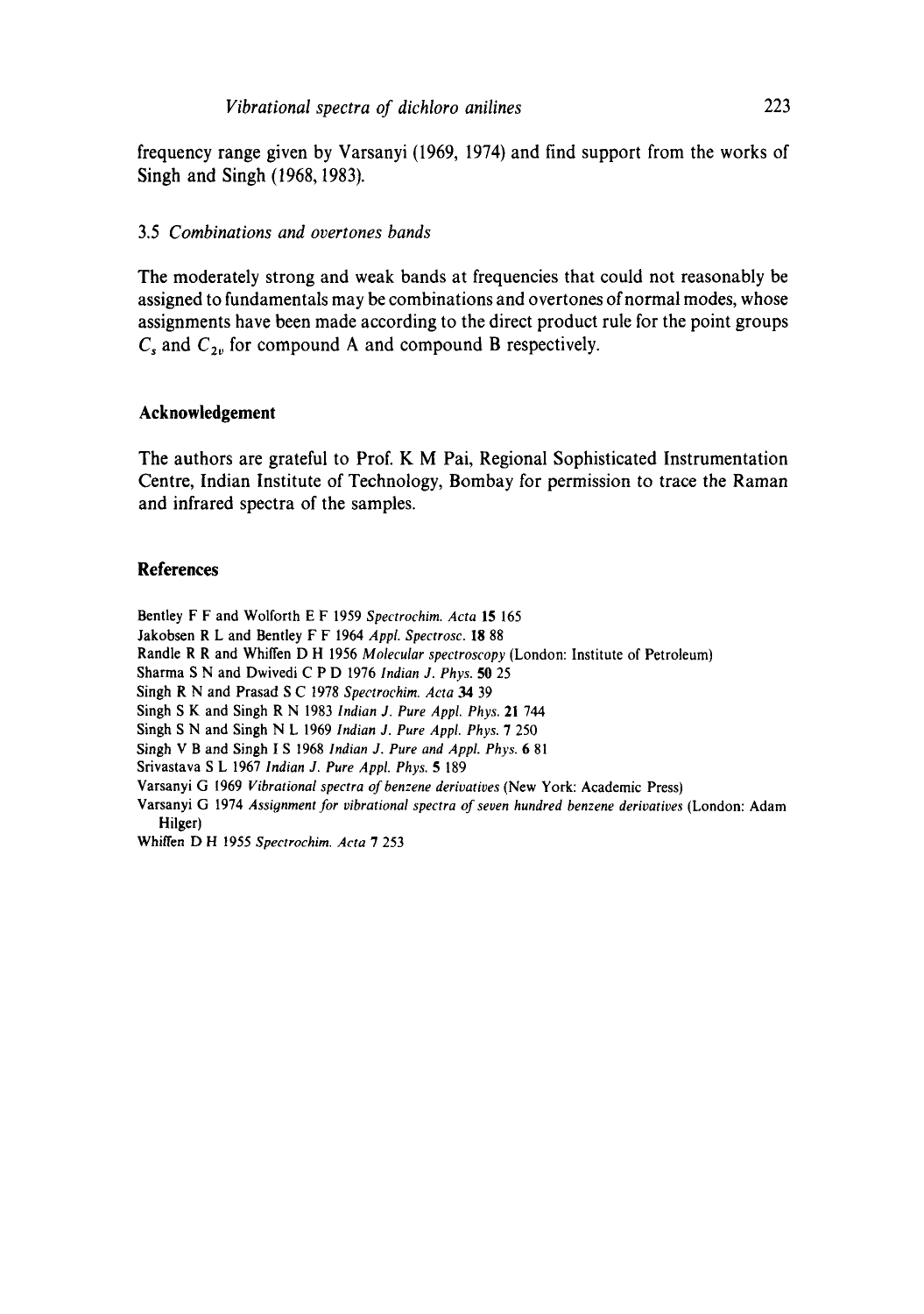frequency range given by Varsanyi (1969, 1974) and find support from the works of Singh and Singh (1968, 1983).

### 3.5 *Combinations and overtones bands*

The moderately strong and weak bands at frequencies that could not reasonably be assigned to fundamentals may be combinations and overtones of normal modes, whose assignments have been made according to the direct product rule for the point groups $C_s$ and $C_{2v}$ for compound A and compound B respectively.

## Acknowledgement

The authors are grateful to Prof. K M Pai, Regional Sophisticated Instrumentation Centre, Indian Institute of Technology, Bombay for permission to trace the Raman and infrared spectra of the samples.

## References

Bentley F F and Wolforth E F 1959 *Spectrochim. Acta* **15** 165

Jakobsen R L and Bentley F F 1964 *Appl. Spectrosc.* **18** 88

Randle R R and Whiffen D H 1956 *Molecular spectroscopy* (London: Institute of Petroleum)

Sharma S N and Dwivedi C P D 1976 *Indian J. Phys.* **50** 25

Singh R N and Prasad S C 1978 *Spectrochim. Acta* **34** 39

Singh S K and Singh R N 1983 *Indian J. Pure Appl. Phys.* **21** 744

Singh S N and Singh N L 1969 *Indian J. Pure Appl. Phys.* **7** 250

Singh V B and Singh I S 1968 *Indian J. Pure and Appl. Phys.* **6** 81

Srivastava S L 1967 *Indian J. Pure Appl. Phys.* **5** 189

Varsanyi G 1969 *Vibrational spectra of benzene derivatives* (New York: Academic Press)

Varsanyi G 1974 *Assignment for vibrational spectra of seven hundred benzene derivatives* (London: Adam Hilger)

Whiffen D H 1955 *Spectrochim. Acta* **7** 253